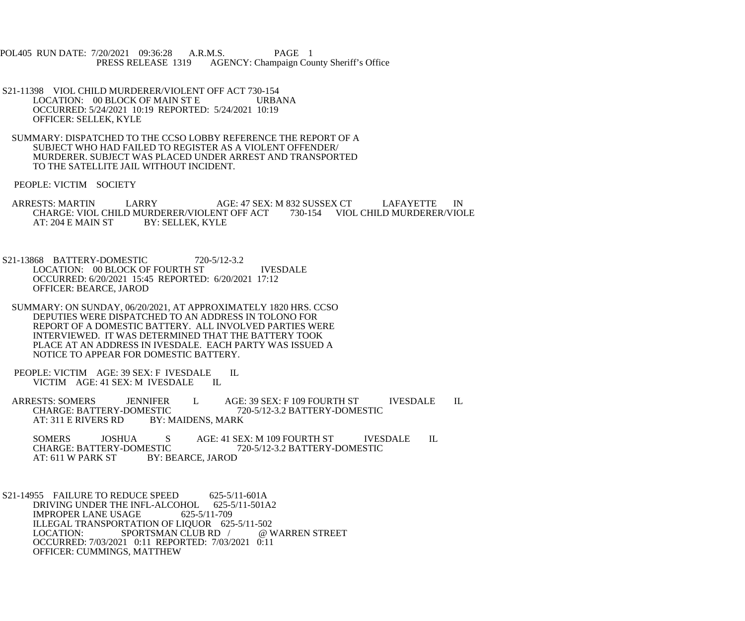POL405 RUN DATE: 7/20/2021 09:36:28 A.R.M.S. PAGE 1
PRESS RELEASE 1319 AGENCY: Champaign County Sheriff's Office

S21-11398 VIOL CHILD MURDERER/VIOLENT OFF ACT 730-154
LOCATION: 00 BLOCK OF MAIN ST E URBANA
OCCURRED: 5/24/2021 10:19 REPORTED: 5/24/2021 10:19
OFFICER: SELLEK, KYLE

SUMMARY: DISPATCHED TO THE CCSO LOBBY REFERENCE THE REPORT OF A SUBJECT WHO HAD FAILED TO REGISTER AS A VIOLENT OFFENDER/ MURDERER. SUBJECT WAS PLACED UNDER ARREST AND TRANSPORTED TO THE SATELLITE JAIL WITHOUT INCIDENT.

PEOPLE: VICTIM SOCIETY

ARRESTS: MARTIN LARRY AGE: 47 SEX: M 832 SUSSEX CT LAFAYETTE IN
CHARGE: VIOL CHILD MURDERER/VIOLENT OFF ACT 730-154 VIOL CHILD MURDERER/VIOLE
AT: 204 E MAIN ST BY: SELLEK, KYLE

S21-13868 BATTERY-DOMESTIC 720-5/12-3.2
LOCATION: 00 BLOCK OF FOURTH ST IVESDALE
OCCURRED: 6/20/2021 15:45 REPORTED: 6/20/2021 17:12
OFFICER: BEARCE, JAROD

SUMMARY: ON SUNDAY, 06/20/2021, AT APPROXIMATELY 1820 HRS. CCSO DEPUTIES WERE DISPATCHED TO AN ADDRESS IN TOLONO FOR REPORT OF A DOMESTIC BATTERY. ALL INVOLVED PARTIES WERE INTERVIEWED. IT WAS DETERMINED THAT THE BATTERY TOOK PLACE AT AN ADDRESS IN IVESDALE. EACH PARTY WAS ISSUED A NOTICE TO APPEAR FOR DOMESTIC BATTERY.

PEOPLE: VICTIM AGE: 39 SEX: F IVESDALE IL
VICTIM AGE: 41 SEX: M IVESDALE IL

ARRESTS: SOMERS JENNIFER L AGE: 39 SEX: F 109 FOURTH ST IVESDALE IL
CHARGE: BATTERY-DOMESTIC 720-5/12-3.2 BATTERY-DOMESTIC
AT: 311 E RIVERS RD BY: MAIDENS, MARK

SOMERS JOSHUA S AGE: 41 SEX: M 109 FOURTH ST IVESDALE IL
CHARGE: BATTERY-DOMESTIC 720-5/12-3.2 BATTERY-DOMESTIC
AT: 611 W PARK ST BY: BEARCE, JAROD

S21-14955 FAILURE TO REDUCE SPEED 625-5/11-601A
DRIVING UNDER THE INFL-ALCOHOL 625-5/11-501A2
IMPROPER LANE USAGE 625-5/11-709
ILLEGAL TRANSPORTATION OF LIQUOR 625-5/11-502
LOCATION: SPORTSMAN CLUB RD / @ WARREN STREET
OCCURRED: 7/03/2021 0:11 REPORTED: 7/03/2021 0:11
OFFICER: CUMMINGS, MATTHEW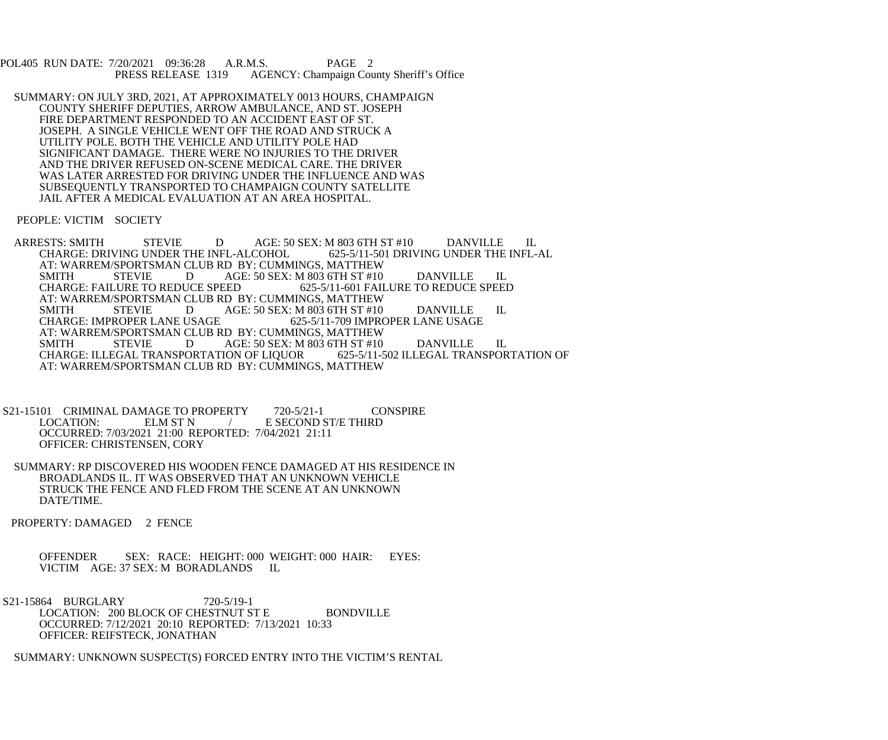SUMMARY: ON JULY 3RD, 2021, AT APPROXIMATELY 0013 HOURS, CHAMPAIGN COUNTY SHERIFF DEPUTIES, ARROW AMBULANCE, AND ST. JOSEPH FIRE DEPARTMENT RESPONDED TO AN ACCIDENT EAST OF ST. JOSEPH. A SINGLE VEHICLE WENT OFF THE ROAD AND STRUCK A UTILITY POLE. BOTH THE VEHICLE AND UTILITY POLE HAD SIGNIFICANT DAMAGE. THERE WERE NO INJURIES TO THE DRIVER AND THE DRIVER REFUSED ON-SCENE MEDICAL CARE. THE DRIVER WAS LATER ARRESTED FOR DRIVING UNDER THE INFLUENCE AND WAS SUBSEQUENTLY TRANSPORTED TO CHAMPAIGN COUNTY SATELLITE JAIL AFTER A MEDICAL EVALUATION AT AN AREA HOSPITAL.

PEOPLE: VICTIM SOCIETY

ARRESTS: SMITH STEVIE D AGE: 50 SEX: M 803 6TH ST #10 DANVILLE IL
CHARGE: DRIVING UNDER THE INFL-ALCOHOL 625-5/11-501 DRIVING UNDER THE INFL-AL
AT: WARREM/SPORTSMAN CLUB RD BY: CUMMINGS, MATTHEW
SMITH STEVIE D AGE: 50 SEX: M 803 6TH ST #10 DANVILLE IL
CHARGE: FAILURE TO REDUCE SPEED 625-5/11-601 FAILURE TO REDUCE SPEED
AT: WARREM/SPORTSMAN CLUB RD BY: CUMMINGS, MATTHEW
SMITH STEVIE D AGE: 50 SEX: M 803 6TH ST #10 DANVILLE IL
CHARGE: IMPROPER LANE USAGE 625-5/11-709 IMPROPER LANE USAGE
AT: WARREM/SPORTSMAN CLUB RD BY: CUMMINGS, MATTHEW
SMITH STEVIE D AGE: 50 SEX: M 803 6TH ST #10 DANVILLE IL
CHARGE: ILLEGAL TRANSPORTATION OF LIQUOR 625-5/11-502 ILLEGAL TRANSPORTATION OF
AT: WARREM/SPORTSMAN CLUB RD BY: CUMMINGS, MATTHEW

S21-15101 CRIMINAL DAMAGE TO PROPERTY 720-5/21-1 CONSPIRE
LOCATION: ELM ST N / E SECOND ST/E THIRD
OCCURRED: 7/03/2021 21:00 REPORTED: 7/04/2021 21:11
OFFICER: CHRISTENSEN, CORY

SUMMARY: RP DISCOVERED HIS WOODEN FENCE DAMAGED AT HIS RESIDENCE IN BROADLANDS IL. IT WAS OBSERVED THAT AN UNKNOWN VEHICLE STRUCK THE FENCE AND FLED FROM THE SCENE AT AN UNKNOWN DATE/TIME.

PROPERTY: DAMAGED 2 FENCE

OFFENDER SEX: RACE: HEIGHT: 000 WEIGHT: 000 HAIR: EYES:
VICTIM AGE: 37 SEX: M BORADLANDS IL

S21-15864 BURGLARY 720-5/19-1
LOCATION: 200 BLOCK OF CHESTNUT ST E BONDVILLE
OCCURRED: 7/12/2021 20:10 REPORTED: 7/13/2021 10:33
OFFICER: REIFSTECK, JONATHAN

SUMMARY: UNKNOWN SUSPECT(S) FORCED ENTRY INTO THE VICTIM'S RENTAL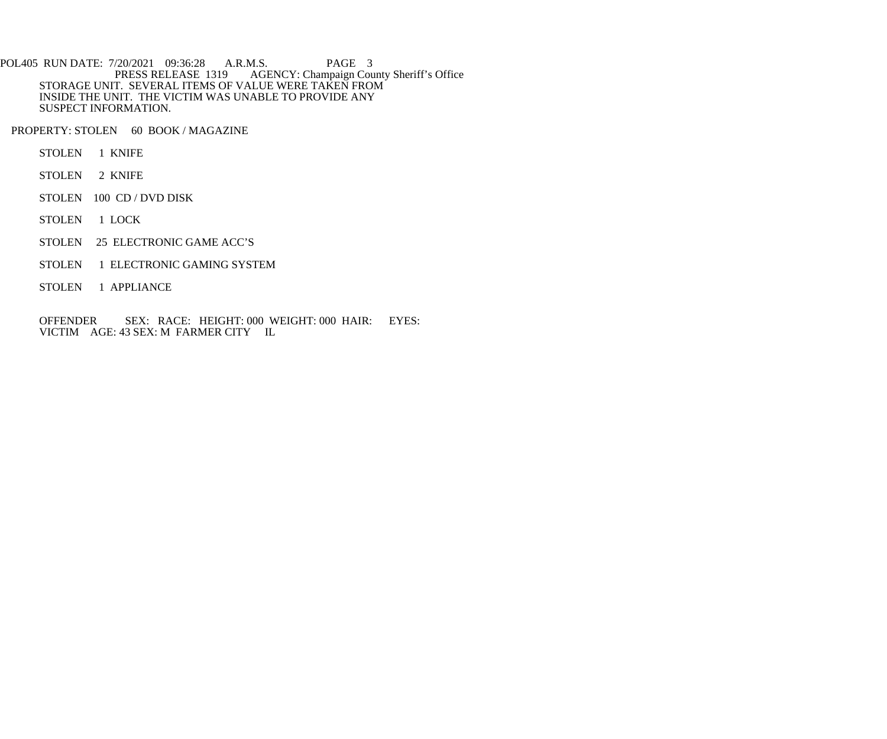STORAGE UNIT. SEVERAL ITEMS OF VALUE WERE TAKEN FROM INSIDE THE UNIT. THE VICTIM WAS UNABLE TO PROVIDE ANY SUSPECT INFORMATION.

PROPERTY: STOLEN 60 BOOK / MAGAZINE

STOLEN 1 KNIFE

STOLEN 2 KNIFE

STOLEN 100 CD / DVD DISK

STOLEN 1 LOCK

STOLEN 25 ELECTRONIC GAME ACC'S

STOLEN 1 ELECTRONIC GAMING SYSTEM

STOLEN 1 APPLIANCE

OFFENDER SEX: RACE: HEIGHT: 000 WEIGHT: 000 HAIR: EYES:
VICTIM AGE: 43 SEX: M FARMER CITY IL